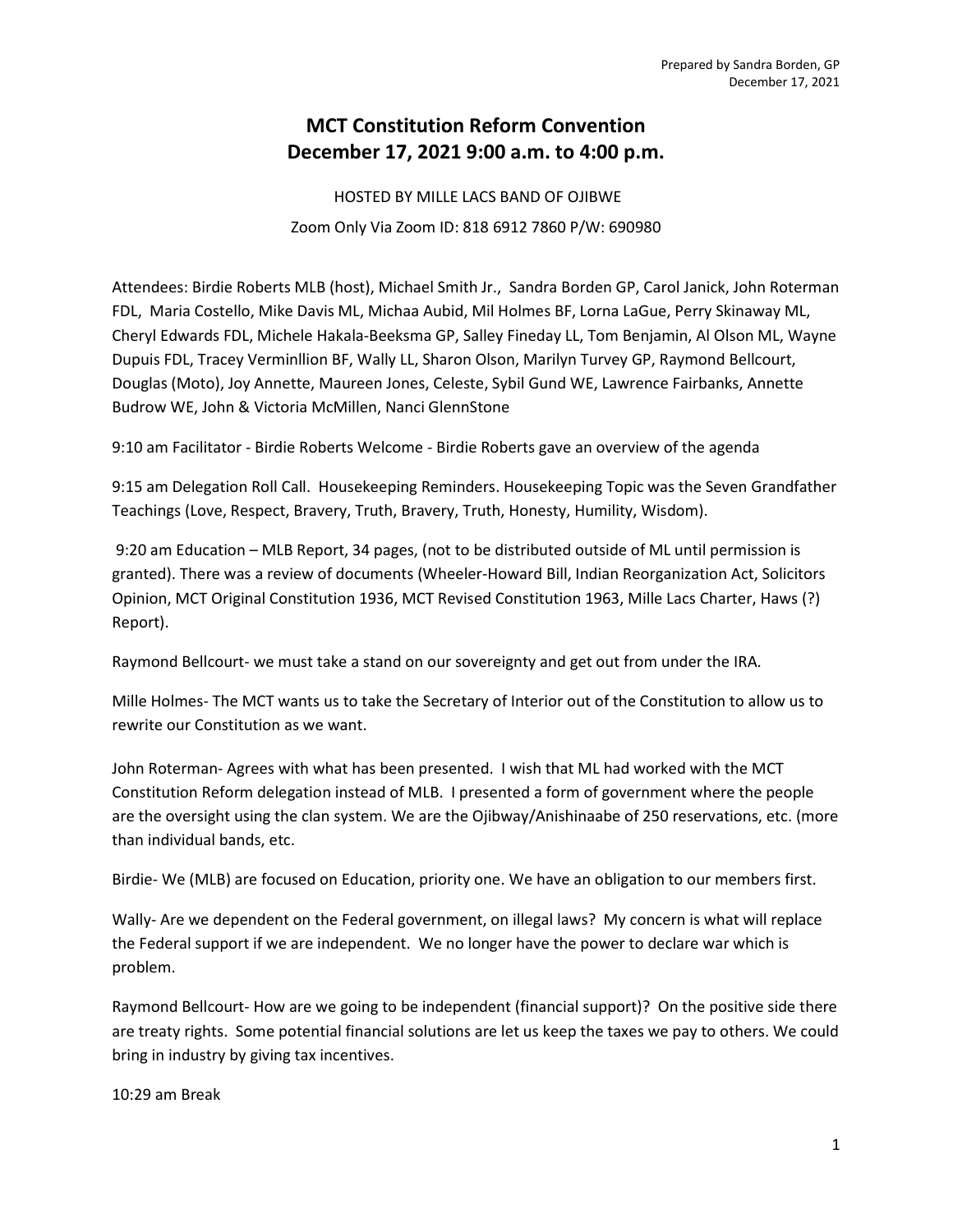Prepared by Sandra Borden, GP
December 17, 2021

# MCT Constitution Reform Convention
## December 17, 2021 9:00 a.m. to 4:00 p.m.

HOSTED BY MILLE LACS BAND OF OJIBWE

Zoom Only Via Zoom ID: 818 6912 7860 P/W: 690980

Attendees: Birdie Roberts MLB (host), Michael Smith Jr., Sandra Borden GP, Carol Janick, John Roterman FDL, Maria Costello, Mike Davis ML, Michaa Aubid, Mil Holmes BF, Lorna LaGue, Perry Skinaway ML, Cheryl Edwards FDL, Michele Hakala-Beeksma GP, Salley Fineday LL, Tom Benjamin, Al Olson ML, Wayne Dupuis FDL, Tracey Verminllion BF, Wally LL, Sharon Olson, Marilyn Turvey GP, Raymond Bellcourt, Douglas (Moto), Joy Annette, Maureen Jones, Celeste, Sybil Gund WE, Lawrence Fairbanks, Annette Budrow WE, John & Victoria McMillen, Nanci GlennStone

9:10 am Facilitator - Birdie Roberts Welcome - Birdie Roberts gave an overview of the agenda

9:15 am Delegation Roll Call. Housekeeping Reminders. Housekeeping Topic was the Seven Grandfather Teachings (Love, Respect, Bravery, Truth, Bravery, Truth, Honesty, Humility, Wisdom).

9:20 am Education – MLB Report, 34 pages, (not to be distributed outside of ML until permission is granted). There was a review of documents (Wheeler-Howard Bill, Indian Reorganization Act, Solicitors Opinion, MCT Original Constitution 1936, MCT Revised Constitution 1963, Mille Lacs Charter, Haws (?) Report).

Raymond Bellcourt- we must take a stand on our sovereignty and get out from under the IRA.

Mille Holmes- The MCT wants us to take the Secretary of Interior out of the Constitution to allow us to rewrite our Constitution as we want.

John Roterman- Agrees with what has been presented. I wish that ML had worked with the MCT Constitution Reform delegation instead of MLB. I presented a form of government where the people are the oversight using the clan system. We are the Ojibway/Anishinaabe of 250 reservations, etc. (more than individual bands, etc.

Birdie- We (MLB) are focused on Education, priority one. We have an obligation to our members first.

Wally- Are we dependent on the Federal government, on illegal laws? My concern is what will replace the Federal support if we are independent. We no longer have the power to declare war which is problem.

Raymond Bellcourt- How are we going to be independent (financial support)? On the positive side there are treaty rights. Some potential financial solutions are let us keep the taxes we pay to others. We could bring in industry by giving tax incentives.

10:29 am Break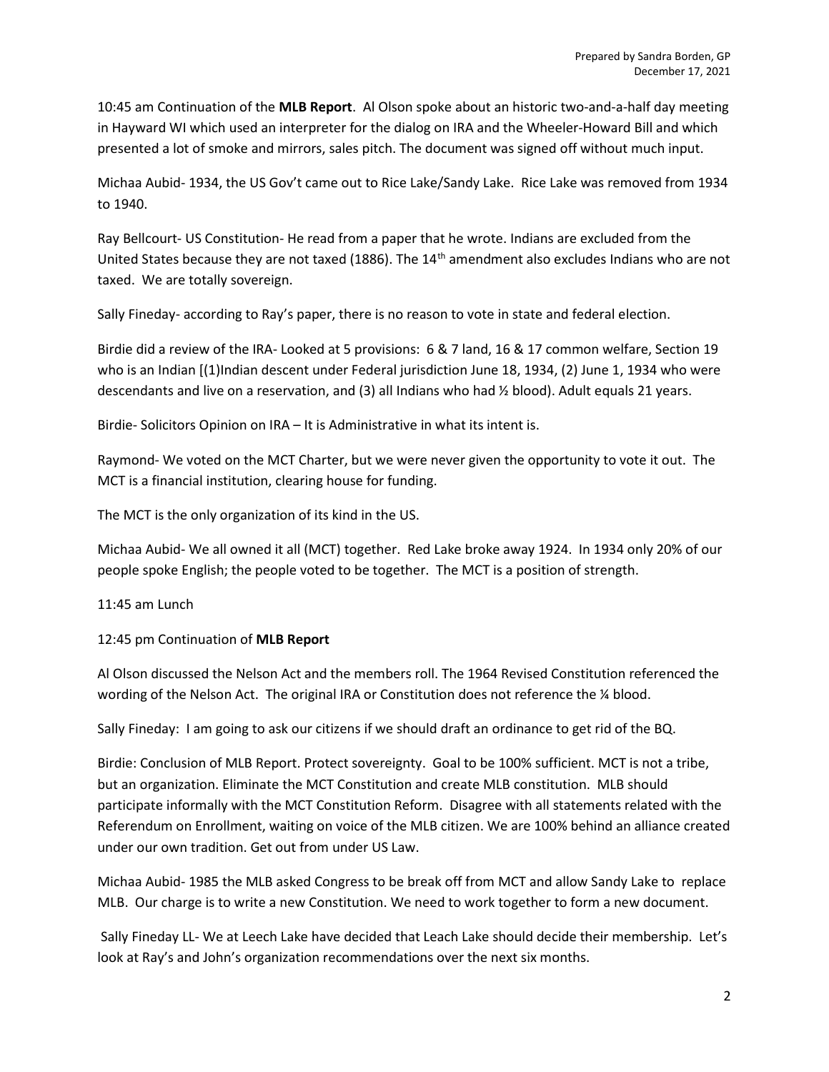10:45 am Continuation of the **MLB Report**. Al Olson spoke about an historic two-and-a-half day meeting in Hayward WI which used an interpreter for the dialog on IRA and the Wheeler-Howard Bill and which presented a lot of smoke and mirrors, sales pitch. The document was signed off without much input.

Michaa Aubid- 1934, the US Gov't came out to Rice Lake/Sandy Lake. Rice Lake was removed from 1934 to 1940.

Ray Bellcourt- US Constitution- He read from a paper that he wrote. Indians are excluded from the United States because they are not taxed (1886). The 14th amendment also excludes Indians who are not taxed. We are totally sovereign.

Sally Fineday- according to Ray's paper, there is no reason to vote in state and federal election.

Birdie did a review of the IRA- Looked at 5 provisions: 6 & 7 land, 16 & 17 common welfare, Section 19 who is an Indian [(1)Indian descent under Federal jurisdiction June 18, 1934, (2) June 1, 1934 who were descendants and live on a reservation, and (3) all Indians who had ½ blood). Adult equals 21 years.

Birdie- Solicitors Opinion on IRA – It is Administrative in what its intent is.

Raymond- We voted on the MCT Charter, but we were never given the opportunity to vote it out. The MCT is a financial institution, clearing house for funding.

The MCT is the only organization of its kind in the US.

Michaa Aubid- We all owned it all (MCT) together. Red Lake broke away 1924. In 1934 only 20% of our people spoke English; the people voted to be together. The MCT is a position of strength.

11:45 am Lunch

12:45 pm Continuation of **MLB Report**

Al Olson discussed the Nelson Act and the members roll. The 1964 Revised Constitution referenced the wording of the Nelson Act. The original IRA or Constitution does not reference the ¼ blood.

Sally Fineday: I am going to ask our citizens if we should draft an ordinance to get rid of the BQ.

Birdie: Conclusion of MLB Report. Protect sovereignty. Goal to be 100% sufficient. MCT is not a tribe, but an organization. Eliminate the MCT Constitution and create MLB constitution. MLB should participate informally with the MCT Constitution Reform. Disagree with all statements related with the Referendum on Enrollment, waiting on voice of the MLB citizen. We are 100% behind an alliance created under our own tradition. Get out from under US Law.

Michaa Aubid- 1985 the MLB asked Congress to be break off from MCT and allow Sandy Lake to replace MLB. Our charge is to write a new Constitution. We need to work together to form a new document.

Sally Fineday LL- We at Leech Lake have decided that Leach Lake should decide their membership. Let's look at Ray's and John's organization recommendations over the next six months.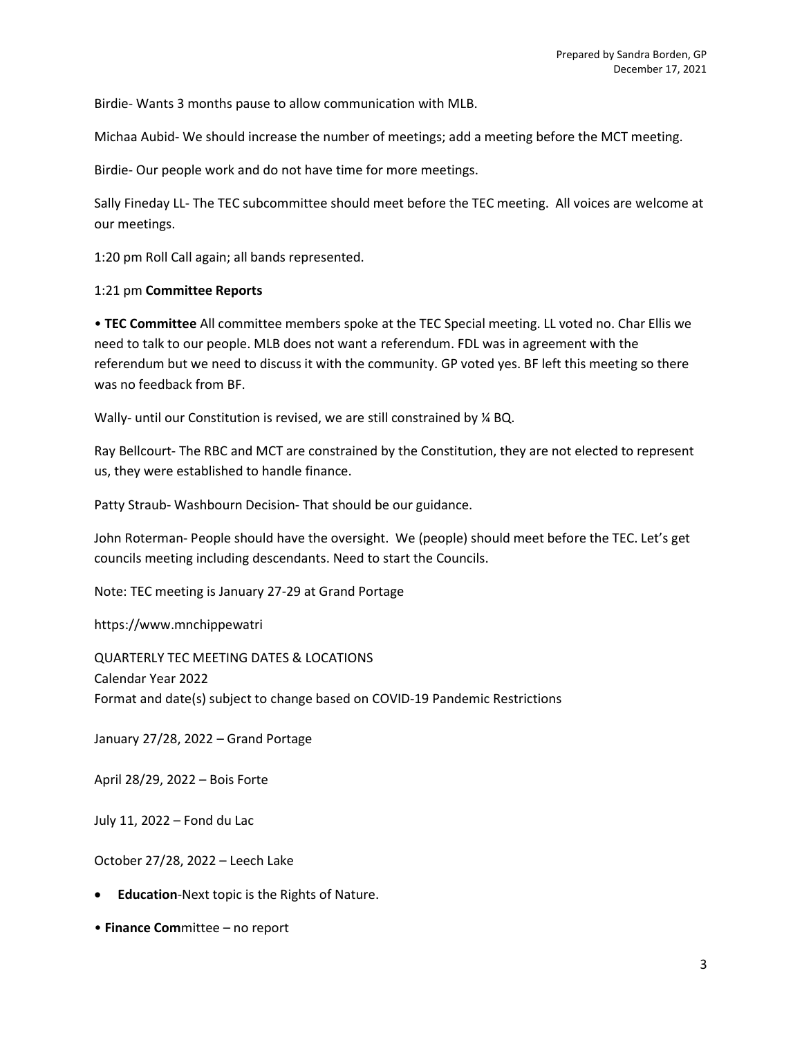Birdie- Wants 3 months pause to allow communication with MLB.

Michaa Aubid- We should increase the number of meetings; add a meeting before the MCT meeting.

Birdie- Our people work and do not have time for more meetings.

Sally Fineday LL- The TEC subcommittee should meet before the TEC meeting. All voices are welcome at our meetings.

1:20 pm Roll Call again; all bands represented.

1:21 pm **Committee Reports**

• **TEC Committee** All committee members spoke at the TEC Special meeting. LL voted no. Char Ellis we need to talk to our people. MLB does not want a referendum. FDL was in agreement with the referendum but we need to discuss it with the community. GP voted yes. BF left this meeting so there was no feedback from BF.

Wally- until our Constitution is revised, we are still constrained by ¼ BQ.

Ray Bellcourt- The RBC and MCT are constrained by the Constitution, they are not elected to represent us, they were established to handle finance.

Patty Straub- Washbourn Decision- That should be our guidance.

John Roterman- People should have the oversight. We (people) should meet before the TEC. Let's get councils meeting including descendants. Need to start the Councils.

Note: TEC meeting is January 27-29 at Grand Portage

https://www.mnchippewatri

QUARTERLY TEC MEETING DATES & LOCATIONS
Calendar Year 2022
Format and date(s) subject to change based on COVID-19 Pandemic Restrictions

January 27/28, 2022 – Grand Portage

April 28/29, 2022 – Bois Forte

July 11, 2022 – Fond du Lac

October 27/28, 2022 – Leech Lake

- **Education**-Next topic is the Rights of Nature.

• **Finance Com**mittee – no report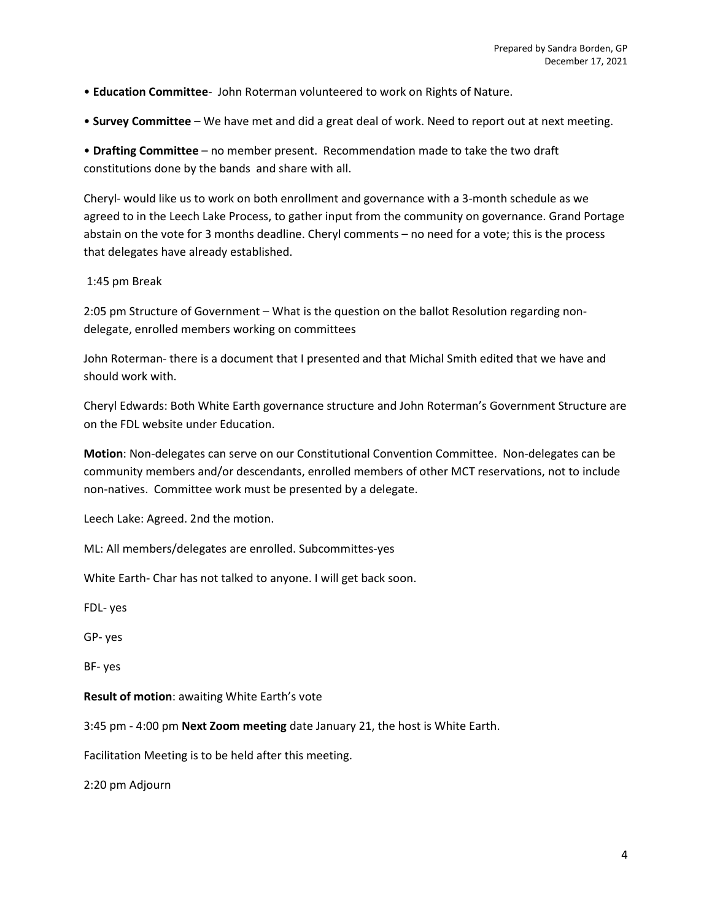• **Education Committee**- John Roterman volunteered to work on Rights of Nature.

• **Survey Committee** – We have met and did a great deal of work. Need to report out at next meeting.

• **Drafting Committee** – no member present. Recommendation made to take the two draft constitutions done by the bands and share with all.

Cheryl- would like us to work on both enrollment and governance with a 3-month schedule as we agreed to in the Leech Lake Process, to gather input from the community on governance. Grand Portage abstain on the vote for 3 months deadline. Cheryl comments – no need for a vote; this is the process that delegates have already established.

1:45 pm Break

2:05 pm Structure of Government – What is the question on the ballot Resolution regarding non-delegate, enrolled members working on committees

John Roterman- there is a document that I presented and that Michal Smith edited that we have and should work with.

Cheryl Edwards: Both White Earth governance structure and John Roterman's Government Structure are on the FDL website under Education.

**Motion**: Non-delegates can serve on our Constitutional Convention Committee. Non-delegates can be community members and/or descendants, enrolled members of other MCT reservations, not to include non-natives. Committee work must be presented by a delegate.

Leech Lake: Agreed. 2nd the motion.

ML: All members/delegates are enrolled. Subcommittes-yes

White Earth- Char has not talked to anyone. I will get back soon.

FDL- yes

GP- yes

BF- yes

**Result of motion**: awaiting White Earth's vote

3:45 pm - 4:00 pm **Next Zoom meeting** date January 21, the host is White Earth.

Facilitation Meeting is to be held after this meeting.

2:20 pm Adjourn